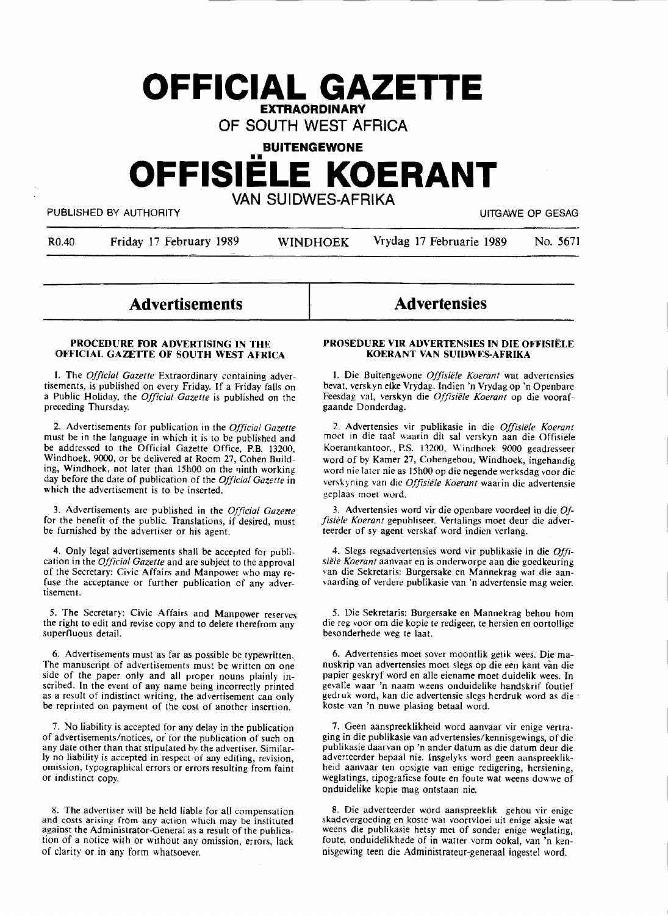# OFFICIAL GAZETTE

**EXTRAORDINARY**

**OF SOUTH WEST AFRICA**

**BUITENGEWONE**

# OFFISIËLE KOERANT

**VAN SUIDWES-AFRIKA**

PUBLISHED BY AUTHORITY — UITGAWE OP GESAG

R0.40 — Friday 17 February 1989 — WINDHOEK — Vrydag 17 Februarie 1989 — No. 5671

## Advertisements

### PROCEDURE FOR ADVERTISING IN THE OFFICIAL GAZETTE OF SOUTH WEST AFRICA

1. The *Official Gazette* Extraordinary containing advertisements, is published on every Friday. If a Friday falls on a Public Holiday, the *Official Gazette* is published on the preceding Thursday.

2. Advertisements for publication in the *Official Gazette* must be in the language in which it is to be published and be addressed to the Official Gazette Office, P.B. 13200, Windhoek, 9000, or be delivered at Room 27, Cohen Building, Windhoek, not later than 15h00 on the ninth working day before the date of publication of the *Official Gazette* in which the advertisement is to be inserted.

3. Advertisements are published in the *Official Gazette* for the benefit of the public. Translations, if desired, must be furnished by the advertiser or his agent.

4. Only legal advertisements shall be accepted for publication in the *Official Gazette* and are subject to the approval of the Secretary: Civic Affairs and Manpower who may refuse the acceptance or further publication of any advertisement.

5. The Secretary: Civic Affairs and Manpower reserves the right to edit and revise copy and to delete therefrom any superfluous detail.

6. Advertisements must as far as possible be typewritten. The manuscript of advertisements must be written on one side of the paper only and all proper nouns plainly inscribed. In the event of any name being incorrectly printed as a result of indistinct writing, the advertisement can only be reprinted on payment of the cost of another insertion.

7. No liability is accepted for any delay in the publication of advertisements/notices, or for the publication of such on any date other than that stipulated by the advertiser. Similarly no liability is accepted in respect of any editing, revision, omission, typographical errors or errors resulting from faint or indistinct copy.

8. The advertiser will be held liable for all compensation and costs arising from any action which may be instituted against the Administrator-General as a result of the publication of a notice with or without any omission, errors, lack of clarity or in any form whatsoever.

## Advertensies

### PROSEDURE VIR ADVERTENSIES IN DIE OFFISIËLE KOERANT VAN SUIDWES-AFRIKA

1. Die Buitengewone *Offisiële Koerant* wat advertensies bevat, verskyn elke Vrydag. Indien 'n Vrydag op 'n Openbare Feesdag val, verskyn die *Offisiële Koerant* op die voorafgaande Donderdag.

2. Advertensies vir publikasie in die *Offisiële Koerant* moet in die taal waarin dit sal verskyn aan die Offisiële Koerantkantoor, P.S. 13200, Windhoek 9000 geadresseer word of by Kamer 27, Cohengebou, Windhoek, ingehandig word nie later nie as 15h00 op die negende werksdag voor die verskyning van die *Offisiële Koerant* waarin die advertensie geplaas moet word.

3. Advertensies word vir die openbare voordeel in die *Offisiële Koerant* gepubliseer. Vertalings moet deur die adverteerder of sy agent verskaf word indien verlang.

4. Slegs regsadvertensies word vir publikasie in die *Offisiële Koerant* aanvaar en is onderworpe aan die goedkeuring van die Sekretaris: Burgersake en Mannekrag wat die aanvaarding of verdere publikasie van 'n advertensie mag weier.

5. Die Sekretaris: Burgersake en Mannekrag behou hom die reg voor om die kopie te redigeer, te hersien en oortollige besonderhede weg te laat.

6. Advertensies moet sover moontlik getik wees. Die manuskrip van advertensies moet slegs op die een kant van die papier geskryf word en alle eiename moet duidelik wees. In gevalle waar 'n naam weens onduidelike handskrif foutief gedruk word, kan die advertensie slegs herdruk word as die koste van 'n nuwe plasing betaal word.

7. Geen aanspreeklikheid word aanvaar vir enige vertraging in die publikasie van advertensies/kennisgewings, of die publikasie daarvan op 'n ander datum as die datum deur die adverteerder bepaal nie. Insgelyks word geen aanspreeklikheid aanvaar ten opsigte van enige redigering, hersiening, weglatings, tipografiese foute en foute wat weens dowwe of onduidelike kopie mag ontstaan nie.

8. Die adverteerder word aanspreeklik gehou vir enige skadevergoeding en koste wat voortvloei uit enige aksie wat weens die publikasie hetsy met of sonder enige weglating, foute, onduidelikhede of in watter vorm ookal, van 'n kennisgewing teen die Administrateur-generaal ingestel word.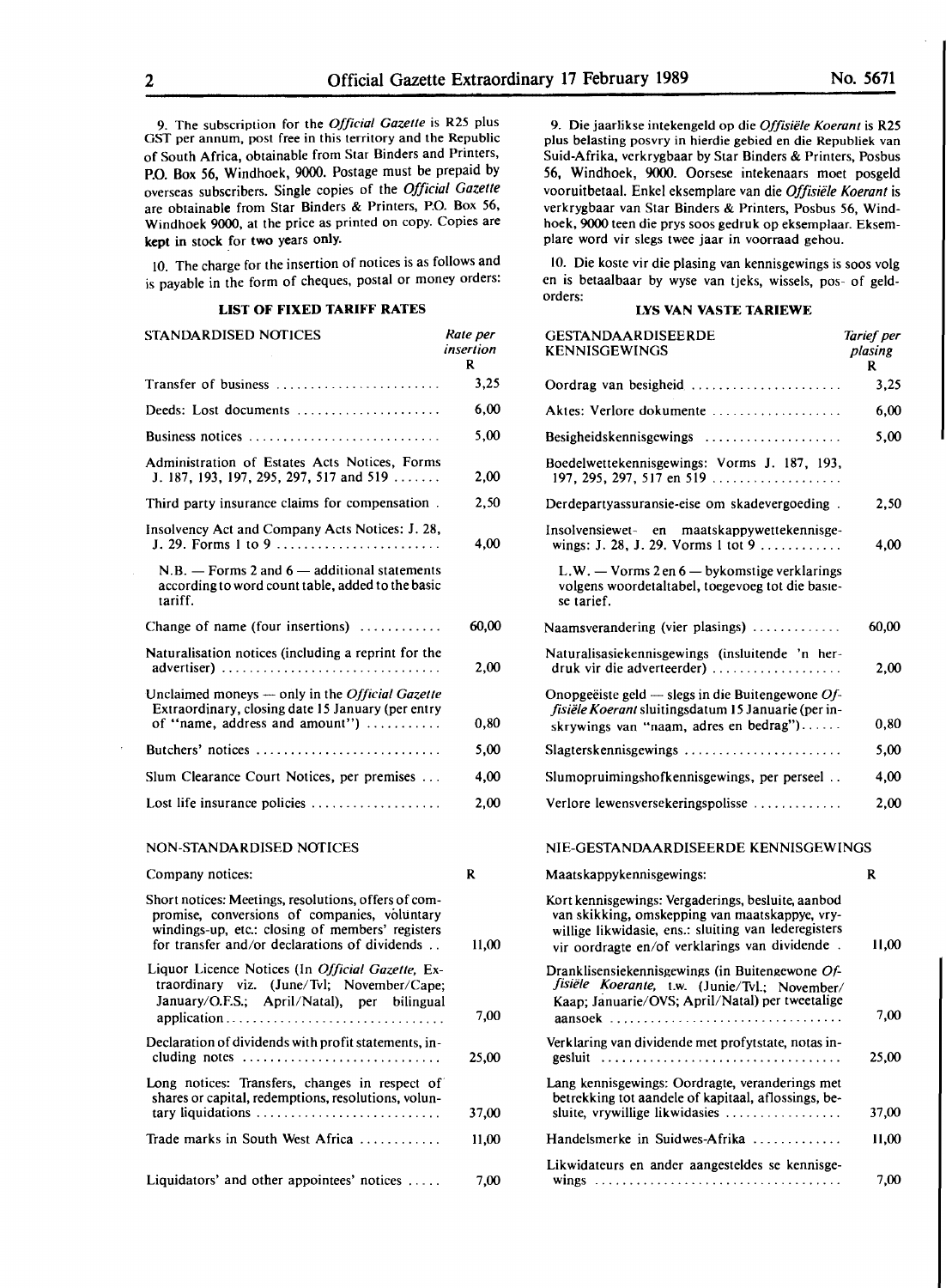9. The subscription for the *Official Gazette* is R25 plus GST per annum, post free in this territory and the Republic of South Africa, obtainable from Star Binders and Printers, P.O. Box 56, Windhoek, 9000. Postage must be prepaid by overseas subscribers. Single copies of the *Official Gazette* are obtainable from Star Binders & Printers, P.O. Box 56, Windhoek 9000, at the price as printed on copy. Copies are kept in stock for two years only.

10. The charge for the insertion of notices is as follows and is payable in the form of cheques, postal or money orders:

### LIST OF FIXED TARIFF RATES

| STANDARDISED NOTICES | Rate per insertion R |
|---|---|
| Transfer of business | 3,25 |
| Deeds: Lost documents | 6,00 |
| Business notices | 5,00 |
| Administration of Estates Acts Notices, Forms J. 187, 193, 197, 295, 297, 517 and 519 | 2,00 |
| Third party insurance claims for compensation | 2,50 |
| Insolvency Act and Company Acts Notices: J. 28, J. 29. Forms 1 to 9 | 4,00 |
| N.B. — Forms 2 and 6 — additional statements according to word count table, added to the basic tariff. | |
| Change of name (four insertions) | 60,00 |
| Naturalisation notices (including a reprint for the advertiser) | 2,00 |
| Unclaimed moneys — only in the *Official Gazette* Extraordinary, closing date 15 January (per entry of "name, address and amount") | 0,80 |
| Butchers' notices | 5,00 |
| Slum Clearance Court Notices, per premises | 4,00 |
| Lost life insurance policies | 2,00 |

| NON-STANDARDISED NOTICES | |
|---|---|
| Company notices: | R |
| Short notices: Meetings, resolutions, offers of compromise, conversions of companies, voluntary windings-up, etc.: closing of members' registers for transfer and/or declarations of dividends | 11,00 |
| Liquor Licence Notices (In *Official Gazette*, Extraordinary viz. (June/Tvl; November/Cape; January/O.F.S.; April/Natal), per bilingual application | 7,00 |
| Declaration of dividends with profit statements, including notes | 25,00 |
| Long notices: Transfers, changes in respect of shares or capital, redemptions, resolutions, voluntary liquidations | 37,00 |
| Trade marks in South West Africa | 11,00 |
| Liquidators' and other appointees' notices | 7,00 |

9. Die jaarlikse intekengeld op die *Offisiële Koerant* is R25 plus belasting posvry in hierdie gebied en die Republiek van Suid-Afrika, verkrygbaar by Star Binders & Printers, Posbus 56, Windhoek, 9000. Oorsese intekenaars moet posgeld vooruitbetaal. Enkel eksemplare van die *Offisiële Koerant* is verkrygbaar van Star Binders & Printers, Posbus 56, Windhoek, 9000 teen die prys soos gedruk op eksemplaar. Eksemplare word vir slegs twee jaar in voorraad gehou.

10. Die koste vir die plasing van kennisgewings is soos volg en is betaalbaar by wyse van tjeks, wissels, pos- of geldorders:

### LYS VAN VASTE TARIEWE

| GESTANDAARDISEERDE KENNISGEWINGS | Tarief per plasing R |
|---|---|
| Oordrag van besigheid | 3,25 |
| Aktes: Verlore dokumente | 6,00 |
| Besigheidskennisgewings | 5,00 |
| Boedelwettekennisgewings: Vorms J. 187, 193, 197, 295, 297, 517 en 519 | |
| Derdepartyassuransie-eise om skadevergoeding | 2,50 |
| Insolvensiewet- en maatskappywettekennisgewings: J. 28, J. 29. Vorms 1 tot 9 | 4,00 |
| L.W. — Vorms 2 en 6 — bykomstige verklarings volgens woordetaltabel, toegevoeg tot die basiese tarief. | |
| Naamsverandering (vier plasings) | 60,00 |
| Naturalisasiekennisgewings (insluitende 'n herdruk vir die adverteerder) | 2,00 |
| Onopgeëiste geld — slegs in die Buitengewone *Offisiële Koerant* sluitingsdatum 15 Januarie (per inskrywings van "naam, adres en bedrag") | 0,80 |
| Slagterskennisgewings | 5,00 |
| Slumopruimingshofkennisgewings, per perseel | 4,00 |
| Verlore lewensversekeringspolisse | 2,00 |

| NIE-GESTANDAARDISEERDE KENNISGEWINGS | |
|---|---|
| Maatskappykennisgewings: | R |
| Kort kennisgewings: Vergaderings, besluite, aanbod van skikking, omskepping van maatskappye, vrywillige likwidasie, ens.: sluiting van lederegisters vir oordragte en/of verklarings van dividende | 11,00 |
| Dranklisensiekennisgewings (in Buitengewone *Offisiële Koerante*, t.w. (Junie/Tvl.; November/Kaap; Januarie/OVS; April/Natal) per tweetalige aansoek | 7,00 |
| Verklaring van dividende met profytstate, notas ingesluit | 25,00 |
| Lang kennisgewings: Oordragte, veranderings met betrekking tot aandele of kapitaal, aflossings, besluite, vrywillige likwidasies | 37,00 |
| Handelsmerke in Suidwes-Afrika | 11,00 |
| Likwidateurs en ander aangesteldes se kennisgewings | 7,00 |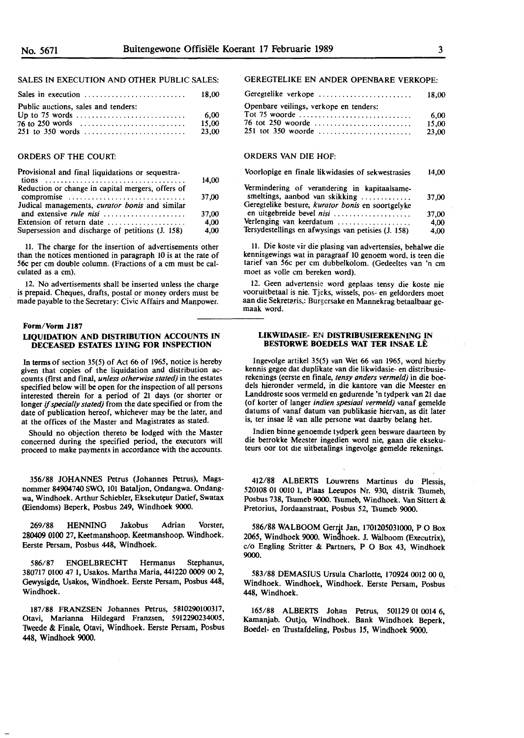SALES IN EXECUTION AND OTHER PUBLIC SALES:

| | |
|---|---|
| Sales in execution | 18,00 |
| Public auctions, sales and tenders: | |
| Up to 75 words | 6,00 |
| 76 to 250 words | 15,00 |
| 251 to 350 words | 23,00 |

ORDERS OF THE COURT:

| | |
|---|---|
| Provisional and final liquidations or sequestrations | 14,00 |
| Reduction or change in capital mergers, offers of compromise | 37,00 |
| Judical managements, *curator bonis* and similar and extensive *rule nisi* | 37,00 |
| Extension of return date | 4,00 |
| Supersession and discharge of petitions (J. 158) | 4,00 |

11. The charge for the insertion of advertisements other than the notices mentioned in paragraph 10 is at the rate of 56c per cm double column. (Fractions of a cm must be calculated as a cm).

12. No advertisements shall be inserted unless the charge is prepaid. Cheques, drafts, postal or money orders must be made payable to the Secretary: Civic Affairs and Manpower.

GEREGTELIKE EN ANDER OPENBARE VERKOPE:

| | |
|---|---|
| Geregtelike verkope | 18,00 |
| Openbare veilings, verkope en tenders: | |
| Tot 75 woorde | 6,00 |
| 76 tot 250 woorde | 15,00 |
| 251 tot 350 woorde | 23,00 |

ORDERS VAN DIE HOF:

| | |
|---|---|
| Voorlopige en finale likwidasies of sekwestrasies | 14,00 |
| Vermindering of verandering in kapitaalsamesmeltings, aanbod van skikking | 37,00 |
| Geregtelike besture, *kurator bonis* en soortgelyke en uitgebreide bevel *nisi* | 37,00 |
| Verlenging van keerdatum | 4,00 |
| Tersydestellings en afwysings van petisies (J. 158) | 4,00 |

11. Die koste vir die plasing van advertensies, behalwe die kennisgewings wat in paragraaf 10 genoem word, is teen die tarief van 56c per cm dubbelkolom. (Gedeeltes van 'n cm moet as volle cm bereken word).

12. Geen advertensie word geplaas tensy die koste nie vooruitbetaal is nie. Tjeks, wissels, pos- en geldorders moet aan die Sekretaris,: Burgersake en Mannekrag betaalbaar gemaak word.

**Form/Vorm J187**

## LIQUIDATION AND DISTRIBUTION ACCOUNTS IN DECEASED ESTATES LYING FOR INSPECTION

In terms of section 35(5) of Act 66 of 1965, notice is hereby given that copies of the liquidation and distribution accounts (first and final, *unless otherwise stated)* in the estates specified below will be open for the inspection of all persons interested therein for a period of 21 days (or shorter or longer *if specially stated)* from the date specified or from the date of publication hereof, whichever may be the later, and at the offices of the Master and Magistrates as stated.

Should no objection thereto be lodged with the Master concerned during the specified period, the executors will proceed to make payments in accordance with the accounts.

## LIKWIDASIE- EN DISTRIBUSIEREKENING IN BESTORWE BOEDELS WAT TER INSAE LÊ

Ingevolge artikel 35(5) van Wet 66 van 1965, word hierby kennis gegee dat duplikate van die likwidasie- en distribusierekenings (eerste en finale, *tensy anders vermeld)* in die boedels hieronder vermeld, in die kantore van die Meester en Landdroste soos vermeld en gedurende 'n tydperk van 21 dae (of korter of langer *indien spesiaal vermeld)* vanaf gemelde datums of vanaf datum van publikasie hiervan, as dit later is, ter insae lê van alle persone wat daarby belang het.

Indien binne genoemde tydperk geen besware daarteen by die betrokke Meester ingedien word nie, gaan die eksekuteurs oor tot die uitbetalings ingevolge gemelde rekenings.

356/88 JOHANNES Petrus (Johannes Petrus), Magsnommer 84904740 SWO, 101 Bataljon, Ondangwa. Ondangwa, Windhoek. Arthur Schiebler, Eksekuteur Datief, Swatax (Eiendoms) Beperk, Posbus 249, Windhoek 9000.

269/88 HENNING Jakobus Adrian Vorster, 280409 0100 27, Keetmanshoop. Keetmanshoop. Windhoek. Eerste Persam, Posbus 448, Windhoek.

586/87 ENGELBRECHT Hermanus Stephanus, 380717 0100 47 1, Usakos. Martha Maria, 441220 0009 00 2, Gewysigde, Usakos, Windhoek. Eerste Persam, Posbus 448, Windhoek.

187/88 FRANZSEN Johannes Petrus, 5810290100317, Otavi, Marianna Hildegard Franzsen, 5912290234005, Tweede & Finale, Otavi, Windhoek. Eerste Persam, Posbus 448, Windhoek 9000.

412/88 ALBERTS Louwrens Martinus du Plessis, 520108 01 0010 1, Plaas Leeupos Nr. 930, distrik Tsumeb, Posbus 738, Tsumeb 9000. Tsumeb, Windhoek. Van Sittert & Pretorius, Jordaanstraat, Posbus 52, Tsumeb 9000.

586/88 WALBOOM Gerrit Jan, 1701205031000, P O Box 2065, Windhoek 9000. Windhoek. J. Walboom (Executrix), c/o Engling Stritter & Partners, P O Box 43, Windhoek 9000.

583/88 DEMASIUS Ursula Charlotte, 170924 0012 00 0, Windhoek. Windhoek, Windhoek. Eerste Persam, Posbus 448, Windhoek.

165/88 ALBERTS Johan Petrus, 501129 01 0014 6, Kamanjab. Outjo, Windhoek. Bank Windhoek Beperk, Boedel- en Trustafdeling, Posbus 15, Windhoek 9000.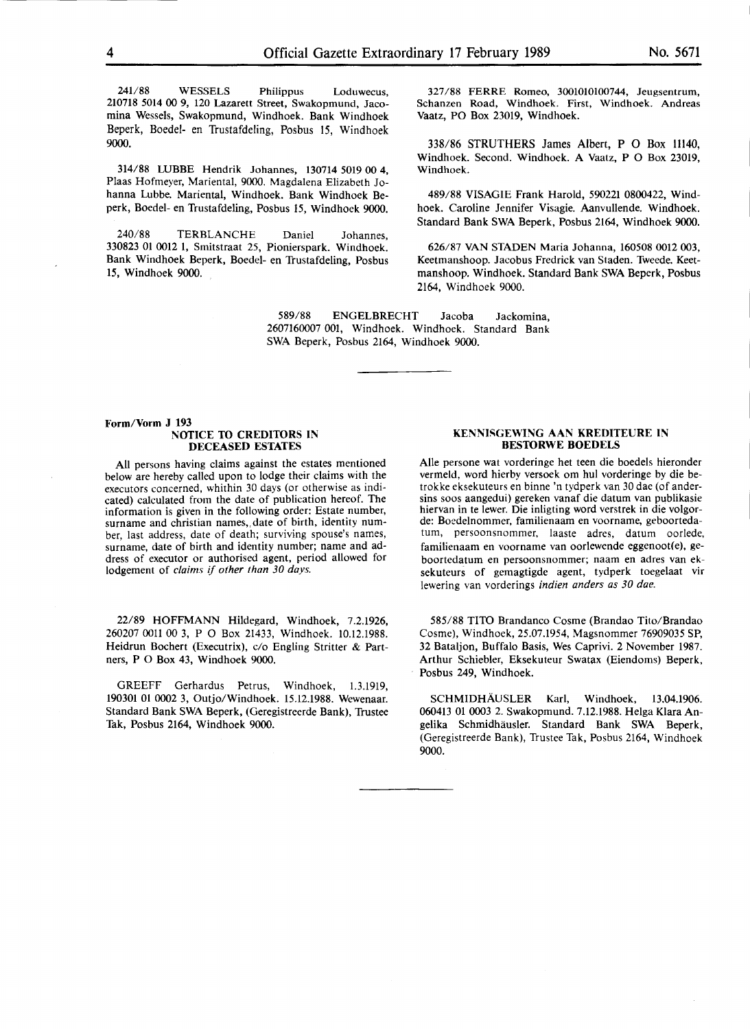241/88 WESSELS Philippus Loduwecus, 210718 5014 00 9, 120 Lazarett Street, Swakopmund, Jacomina Wessels, Swakopmund, Windhoek. Bank Windhoek Beperk, Boedel- en Trustafdeling, Posbus 15, Windhoek 9000.

314/88 LUBBE Hendrik Johannes, 130714 5019 00 4, Plaas Hofmeyer, Mariental, 9000. Magdalena Elizabeth Johanna Lubbe. Mariental, Windhoek. Bank Windhoek Beperk, Boedel- en Trustafdeling, Posbus 15, Windhoek 9000.

240/88 TERBLANCHE Daniel Johannes, 330823 01 0012 1, Smitstraat 25, Pionierspark. Windhoek. Bank Windhoek Beperk, Boedel- en Trustafdeling, Posbus 15, Windhoek 9000.

327/88 FERRE Romeo, 3001010100744, Jeugsentrum, Schanzen Road, Windhoek. First, Windhoek. Andreas Vaatz, PO Box 23019, Windhoek.

338/86 STRUTHERS James Albert, P O Box 11140, Windhoek. Second. Windhoek. A Vaatz, P O Box 23019, Windhoek.

489/88 VISAGIE Frank Harold, 590221 0800422, Windhoek. Caroline Jennifer Visagie. Aanvullende. Windhoek. Standard Bank SWA Beperk, Posbus 2164, Windhoek 9000.

626/87 VAN STADEN Maria Johanna, 160508 0012 003, Keetmanshoop. Jacobus Fredrick van Staden. Tweede. Keetmanshoop. Windhoek. Standard Bank SWA Beperk, Posbus 2164, Windhoek 9000.

589/88 ENGELBRECHT Jacoba Jackomina, 2607160007 001, Windhoek. Windhoek. Standard Bank SWA Beperk, Posbus 2164, Windhoek 9000.

---

**Form/Vorm J 193**

## NOTICE TO CREDITORS IN DECEASED ESTATES

All persons having claims against the estates mentioned below are hereby called upon to lodge their claims with the executors concerned, whithin 30 days (or otherwise as indicated) calculated from the date of publication hereof. The information is given in the following order: Estate number, surname and christian names, date of birth, identity number, last address, date of death; surviving spouse's names, surname, date of birth and identity number; name and address of executor or authorised agent, period allowed for lodgement of *claims if other than 30 days.*

22/89 HOFFMANN Hildegard, Windhoek, 7.2.1926, 260207 0011 00 3, P O Box 21433, Windhoek. 10.12.1988. Heidrun Bochert (Executrix), c/o Engling Stritter & Partners, P O Box 43, Windhoek 9000.

GREEFF Gerhardus Petrus, Windhoek, 1.3.1919, 190301 01 0002 3, Outjo/Windhoek. 15.12.1988. Wewenaar. Standard Bank SWA Beperk, (Geregistreerde Bank), Trustee Tak, Posbus 2164, Windhoek 9000.

## KENNISGEWING AAN KREDITEURE IN BESTORWE BOEDELS

Alle persone wat vorderinge het teen die boedels hieronder vermeld, word hierby versoek om hul vorderinge by die betrokke eksekuteurs en binne 'n tydperk van 30 dae (of andersins soos aangedui) gereken vanaf die datum van publikasie hiervan in te lewer. Die inligting word verstrek in die volgorde: Boedelnommer, familienaam en voorname, geboortedatum, persoonsnommer, laaste adres, datum oorlede, familienaam en voorname van oorlewende eggenoot(e), geboortedatum en persoonsnommer; naam en adres van eksekuteurs of gemagtigde agent, tydperk toegelaat vir lewering van vorderings *indien anders as 30 dae.*

585/88 TITO Brandanco Cosme (Brandao Tito/Brandao Cosme), Windhoek, 25.07.1954, Magsnommer 76909035 SP, 32 Bataljon, Buffalo Basis, Wes Caprivi. 2 November 1987. Arthur Schiebler, Eksekuteur Swatax (Eiendoms) Beperk, Posbus 249, Windhoek.

SCHMIDHÄUSLER Karl, Windhoek, 13.04.1906. 060413 01 0003 2. Swakopmund. 7.12.1988. Helga Klara Angelika Schmidhäusler. Standard Bank SWA Beperk, (Geregistreerde Bank), Trustee Tak, Posbus 2164, Windhoek 9000.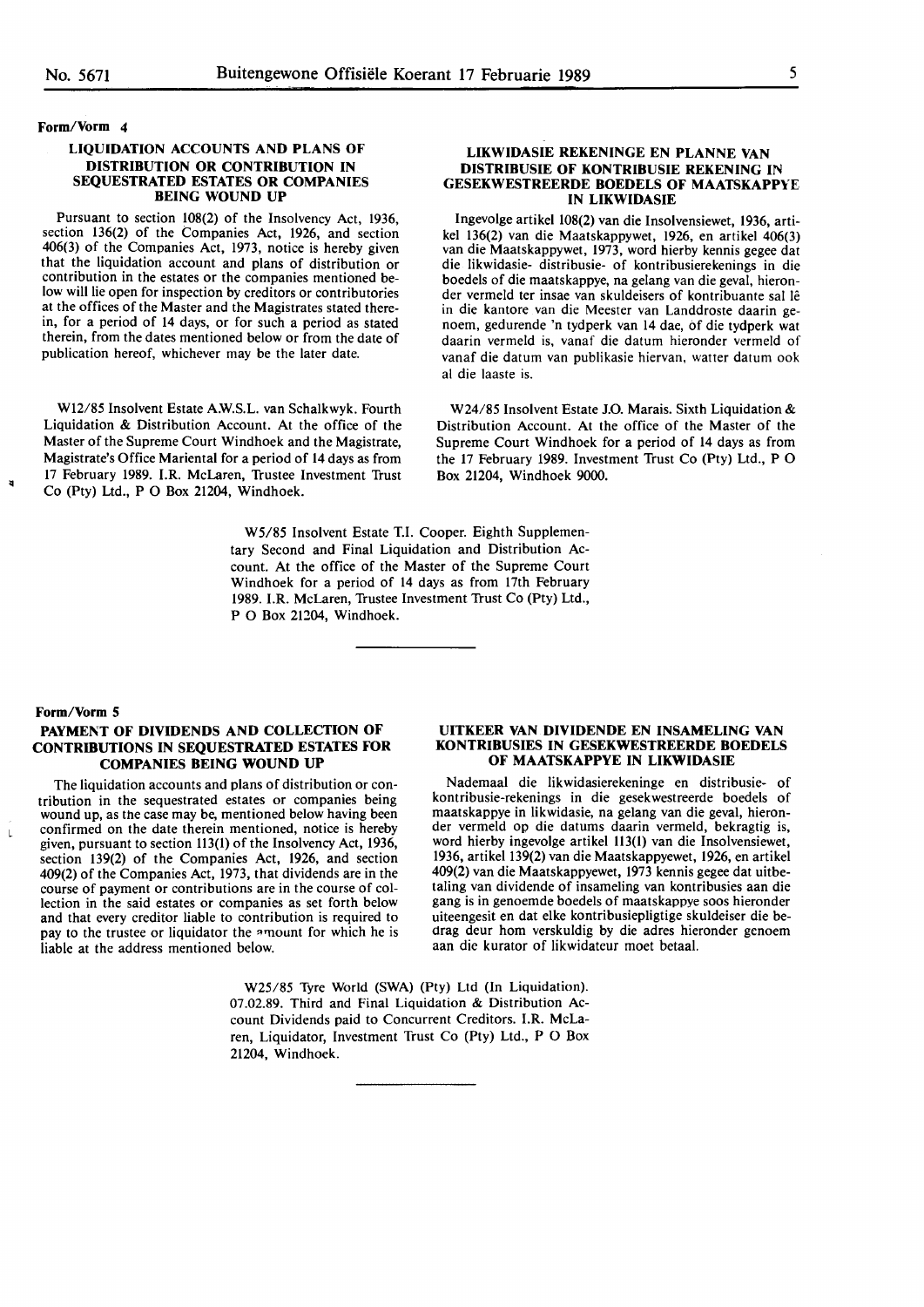**Form/Vorm 4**

### LIQUIDATION ACCOUNTS AND PLANS OF DISTRIBUTION OR CONTRIBUTION IN SEQUESTRATED ESTATES OR COMPANIES BEING WOUND UP

Pursuant to section 108(2) of the Insolvency Act, 1936, section 136(2) of the Companies Act, 1926, and section 406(3) of the Companies Act, 1973, notice is hereby given that the liquidation account and plans of distribution or contribution in the estates or the companies mentioned below will lie open for inspection by creditors or contributories at the offices of the Master and the Magistrates stated therein, for a period of 14 days, or for such a period as stated therein, from the dates mentioned below or from the date of publication hereof, whichever may be the later date.

W12/85 Insolvent Estate A.W.S.L. van Schalkwyk. Fourth Liquidation & Distribution Account. At the office of the Master of the Supreme Court Windhoek and the Magistrate, Magistrate's Office Mariental for a period of 14 days as from 17 February 1989. I.R. McLaren, Trustee Investment Trust Co (Pty) Ltd., P O Box 21204, Windhoek.

### LIKWIDASIE REKENINGE EN PLANNE VAN DISTRIBUSIE OF KONTRIBUSIE REKENING IN GESEKWESTREERDE BOEDELS OF MAATSKAPPYE IN LIKWIDASIE

Ingevolge artikel 108(2) van die Insolvensiewet, 1936, artikel 136(2) van die Maatskappywet, 1926, en artikel 406(3) van die Maatskappywet, 1973, word hierby kennis gegee dat die likwidasie- distribusie- of kontribusierekenings in die boedels of die maatskappye, na gelang van die geval, hieronder vermeld ter insae van skuldeisers of kontribuante sal lê in die kantore van die Meester van Landdroste daarin genoem, gedurende 'n tydperk van 14 dae, of die tydperk wat daarin vermeld is, vanaf die datum hieronder vermeld of vanaf die datum van publikasie hiervan, watter datum ook al die laaste is.

W24/85 Insolvent Estate J.O. Marais. Sixth Liquidation & Distribution Account. At the office of the Master of the Supreme Court Windhoek for a period of 14 days as from the 17 February 1989. Investment Trust Co (Pty) Ltd., P O Box 21204, Windhoek 9000.

W5/85 Insolvent Estate T.I. Cooper. Eighth Supplementary Second and Final Liquidation and Distribution Account. At the office of the Master of the Supreme Court Windhoek for a period of 14 days as from 17th February 1989. I.R. McLaren, Trustee Investment Trust Co (Pty) Ltd., P O Box 21204, Windhoek.

---

**Form/Vorm 5**

### PAYMENT OF DIVIDENDS AND COLLECTION OF CONTRIBUTIONS IN SEQUESTRATED ESTATES FOR COMPANIES BEING WOUND UP

The liquidation accounts and plans of distribution or contribution in the sequestrated estates or companies being wound up, as the case may be, mentioned below having been confirmed on the date therein mentioned, notice is hereby given, pursuant to section 113(1) of the Insolvency Act, 1936, section 139(2) of the Companies Act, 1926, and section 409(2) of the Companies Act, 1973, that dividends are in the course of payment or contributions are in the course of collection in the said estates or companies as set forth below and that every creditor liable to contribution is required to pay to the trustee or liquidator the amount for which he is liable at the address mentioned below.

### UITKEER VAN DIVIDENDE EN INSAMELING VAN KONTRIBUSIES IN GESEKWESTREERDE BOEDELS OF MAATSKAPPYE IN LIKWIDASIE

Nademaal die likwidasierekeninge en distribusie- of kontribusie-rekenings in die gesekwestreerde boedels of maatskappye in likwidasie, na gelang van die geval, hieronder vermeld op die datums daarin vermeld, bekragtig is, word hierby ingevolge artikel 113(1) van die Insolvensiewet, 1936, artikel 139(2) van die Maatskappyewet, 1926, en artikel 409(2) van die Maatskappywet, 1973 kennis gegee dat uitbetaling van dividende of insameling van kontribusies aan die gang is in genoemde boedels of maatskappye soos hieronder uiteengesit en dat elke kontribusiepligtige skuldeiser die bedrag deur hom verskuldig by die adres hieronder genoem aan die kurator of likwidateur moet betaal.

W25/85 Tyre World (SWA) (Pty) Ltd (In Liquidation). 07.02.89. Third and Final Liquidation & Distribution Account Dividends paid to Concurrent Creditors. I.R. McLaren, Liquidator, Investment Trust Co (Pty) Ltd., P O Box 21204, Windhoek.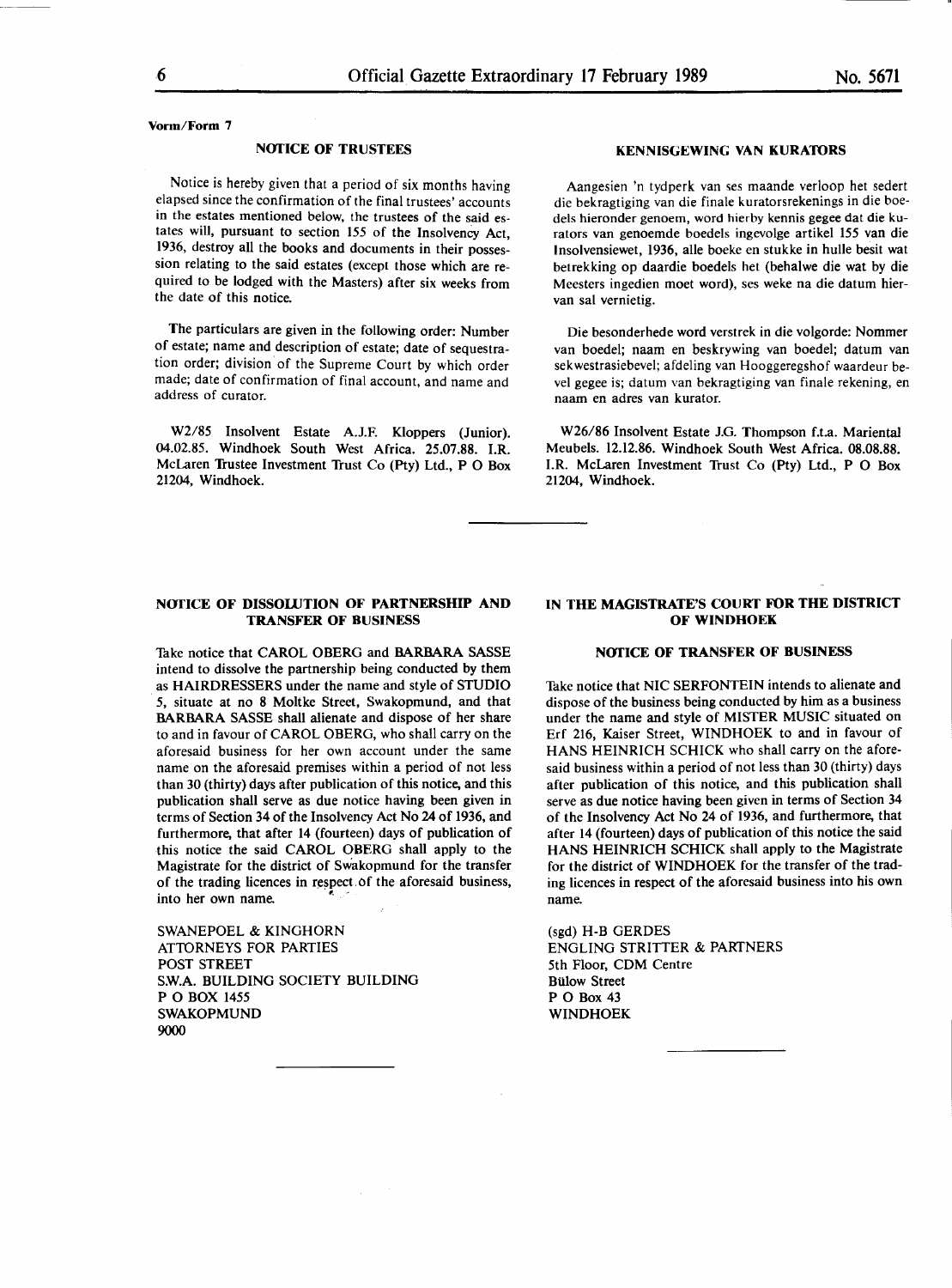Vorm/Form 7

## NOTICE OF TRUSTEES

Notice is hereby given that a period of six months having elapsed since the confirmation of the final trustees' accounts in the estates mentioned below, the trustees of the said estates will, pursuant to section 155 of the Insolvency Act, 1936, destroy all the books and documents in their possession relating to the said estates (except those which are required to be lodged with the Masters) after six weeks from the date of this notice.

The particulars are given in the following order: Number of estate; name and description of estate; date of sequestration order; division of the Supreme Court by which order made; date of confirmation of final account, and name and address of curator.

W2/85 Insolvent Estate A.J.F. Kloppers (Junior). 04.02.85. Windhoek South West Africa. 25.07.88. I.R. McLaren Trustee Investment Trust Co (Pty) Ltd., P O Box 21204, Windhoek.

## KENNISGEWING VAN KURATORS

Aangesien 'n tydperk van ses maande verloop het sedert die bekragtiging van die finale kuratorsrekenings in die boedels hieronder genoem, word hierby kennis gegee dat die kurators van genoemde boedels ingevolge artikel 155 van die Insolvensiewet, 1936, alle boeke en stukke in hulle besit wat betrekking op daardie boedels het (behalwe die wat by die Meesters ingedien moet word), ses weke na die datum hiervan sal vernietig.

Die besonderhede word verstrek in die volgorde: Nommer van boedel; naam en beskrywing van boedel; datum van sekwestrasiebevel; afdeling van Hooggeregshof waardeur bevel gegee is; datum van bekragtiging van finale rekening, en naam en adres van kurator.

W26/86 Insolvent Estate J.G. Thompson f.t.a. Mariental Meubels. 12.12.86. Windhoek South West Africa. 08.08.88. I.R. McLaren Investment Trust Co (Pty) Ltd., P O Box 21204, Windhoek.

---

## NOTICE OF DISSOLUTION OF PARTNERSHIP AND TRANSFER OF BUSINESS

Take notice that CAROL OBERG and BARBARA SASSE intend to dissolve the partnership being conducted by them as HAIRDRESSERS under the name and style of STUDIO 5, situate at no 8 Moltke Street, Swakopmund, and that BARBARA SASSE shall alienate and dispose of her share to and in favour of CAROL OBERG, who shall carry on the aforesaid business for her own account under the same name on the aforesaid premises within a period of not less than 30 (thirty) days after publication of this notice, and this publication shall serve as due notice having been given in terms of Section 34 of the Insolvency Act No 24 of 1936, and furthermore, that after 14 (fourteen) days of publication of this notice the said CAROL OBERG shall apply to the Magistrate for the district of Swakopmund for the transfer of the trading licences in respect of the aforesaid business, into her own name.

SWANEPOEL & KINGHORN
ATTORNEYS FOR PARTIES
POST STREET
S.W.A. BUILDING SOCIETY BUILDING
P O BOX 1455
SWAKOPMUND
9000

---

## IN THE MAGISTRATE'S COURT FOR THE DISTRICT OF WINDHOEK

### NOTICE OF TRANSFER OF BUSINESS

Take notice that NIC SERFONTEIN intends to alienate and dispose of the business being conducted by him as a business under the name and style of MISTER MUSIC situated on Erf 216, Kaiser Street, WINDHOEK to and in favour of HANS HEINRICH SCHICK who shall carry on the aforesaid business within a period of not less than 30 (thirty) days after publication of this notice, and this publication shall serve as due notice having been given in terms of Section 34 of the Insolvency Act No 24 of 1936, and furthermore, that after 14 (fourteen) days of publication of this notice the said HANS HEINRICH SCHICK shall apply to the Magistrate for the district of WINDHOEK for the transfer of the trading licences in respect of the aforesaid business into his own name.

(sgd) H-B GERDES
ENGLING STRITTER & PARTNERS
5th Floor, CDM Centre
Bülow Street
P O Box 43
WINDHOEK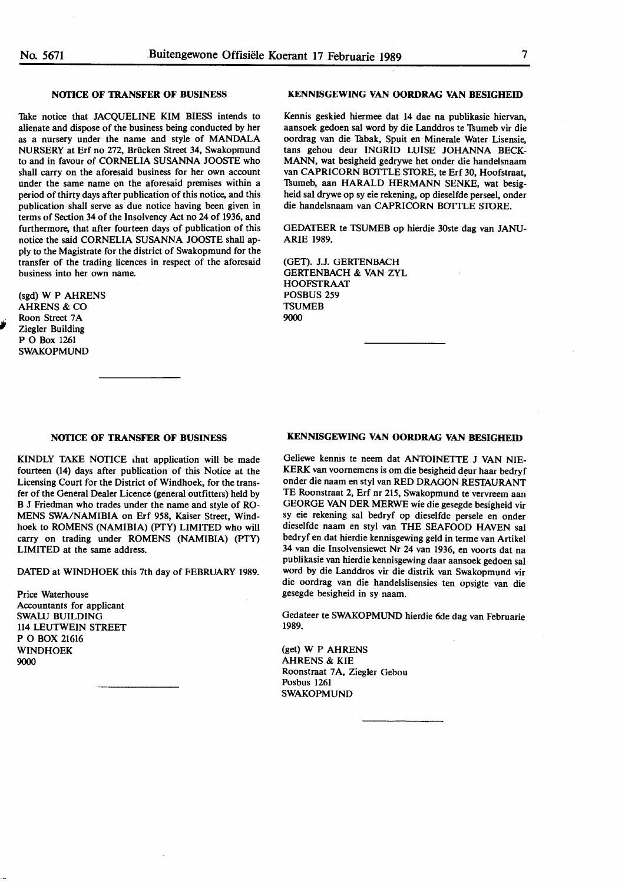## NOTICE OF TRANSFER OF BUSINESS

Take notice that JACQUELINE KIM BIESS intends to alienate and dispose of the business being conducted by her as a nursery under the name and style of MANDALA NURSERY at Erf no 272, Brücken Street 34, Swakopmund to and in favour of CORNELIA SUSANNA JOOSTE who shall carry on the aforesaid business for her own account under the same name on the aforesaid premises within a period of thirty days after publication of this notice, and this publication shall serve as due notice having been given in terms of Section 34 of the Insolvency Act no 24 of 1936, and furthermore, that after fourteen days of publication of this notice the said CORNELIA SUSANNA JOOSTE shall apply to the Magistrate for the district of Swakopmund for the transfer of the trading licences in respect of the aforesaid business into her own name.

(sgd) W P AHRENS
AHRENS & CO
Roon Street 7A
Ziegler Building
P O Box 1261
SWAKOPMUND

---

## KENNISGEWING VAN OORDRAG VAN BESIGHEID

Kennis geskied hiermee dat 14 dae na publikasie hiervan, aansoek gedoen sal word by die Landdros te Tsumeb vir die oordrag van die Tabak, Spuit en Minerale Water Lisensie, tans gehou deur INGRID LUISE JOHANNA BECKMANN, wat besigheid gedrywe het onder die handelsnaam van CAPRICORN BOTTLE STORE, te Erf 30, Hoofstraat, Tsumeb, aan HARALD HERMANN SENKE, wat besigheid sal drywe op sy eie rekening, op dieselfde perseel, onder die handelsnaam van CAPRICORN BOTTLE STORE.

GEDATEER te TSUMEB op hierdie 30ste dag van JANUARIE 1989.

(GET). J.J. GERTENBACH
GERTENBACH & VAN ZYL
HOOFSTRAAT
POSBUS 259
TSUMEB
9000

---

## NOTICE OF TRANSFER OF BUSINESS

KINDLY TAKE NOTICE that application will be made fourteen (14) days after publication of this Notice at the Licensing Court for the District of Windhoek, for the transfer of the General Dealer Licence (general outfitters) held by B J Friedman who trades under the name and style of ROMENS SWA/NAMIBIA on Erf 958, Kaiser Street, Windhoek to ROMENS (NAMIBIA) (PTY) LIMITED who will carry on trading under ROMENS (NAMIBIA) (PTY) LIMITED at the same address.

DATED at WINDHOEK this 7th day of FEBRUARY 1989.

Price Waterhouse
Accountants for applicant
SWALU BUILDING
114 LEUTWEIN STREET
P O BOX 21616
WINDHOEK
9000

---

## KENNISGEWING VAN OORDRAG VAN BESIGHEID

Geliewe kennis te neem dat ANTOINETTE J VAN NIEKERK van voornemens is om die besigheid deur haar bedryf onder die naam en styl van RED DRAGON RESTAURANT TE Roonstraat 2, Erf nr 215, Swakopmund te vervreem aan GEORGE VAN DER MERWE wie die gesegde besigheid vir sy eie rekening sal bedryf op dieselfde persele en onder dieselfde naam en styl van THE SEAFOOD HAVEN sal bedryf en dat hierdie kennisgewing geld in terme van Artikel 34 van die Insolvensiewet Nr 24 van 1936, en voorts dat na publikasie van hierdie kennisgewing daar aansoek gedoen sal word by die Landdros vir die distrik van Swakopmund vir die oordrag van die handelslisensies ten opsigte van die gesegde besigheid in sy naam.

Gedateer te SWAKOPMUND hierdie 6de dag van Februarie 1989.

(get) W P AHRENS
AHRENS & KIE
Roonstraat 7A, Ziegler Gebou
Posbus 1261
SWAKOPMUND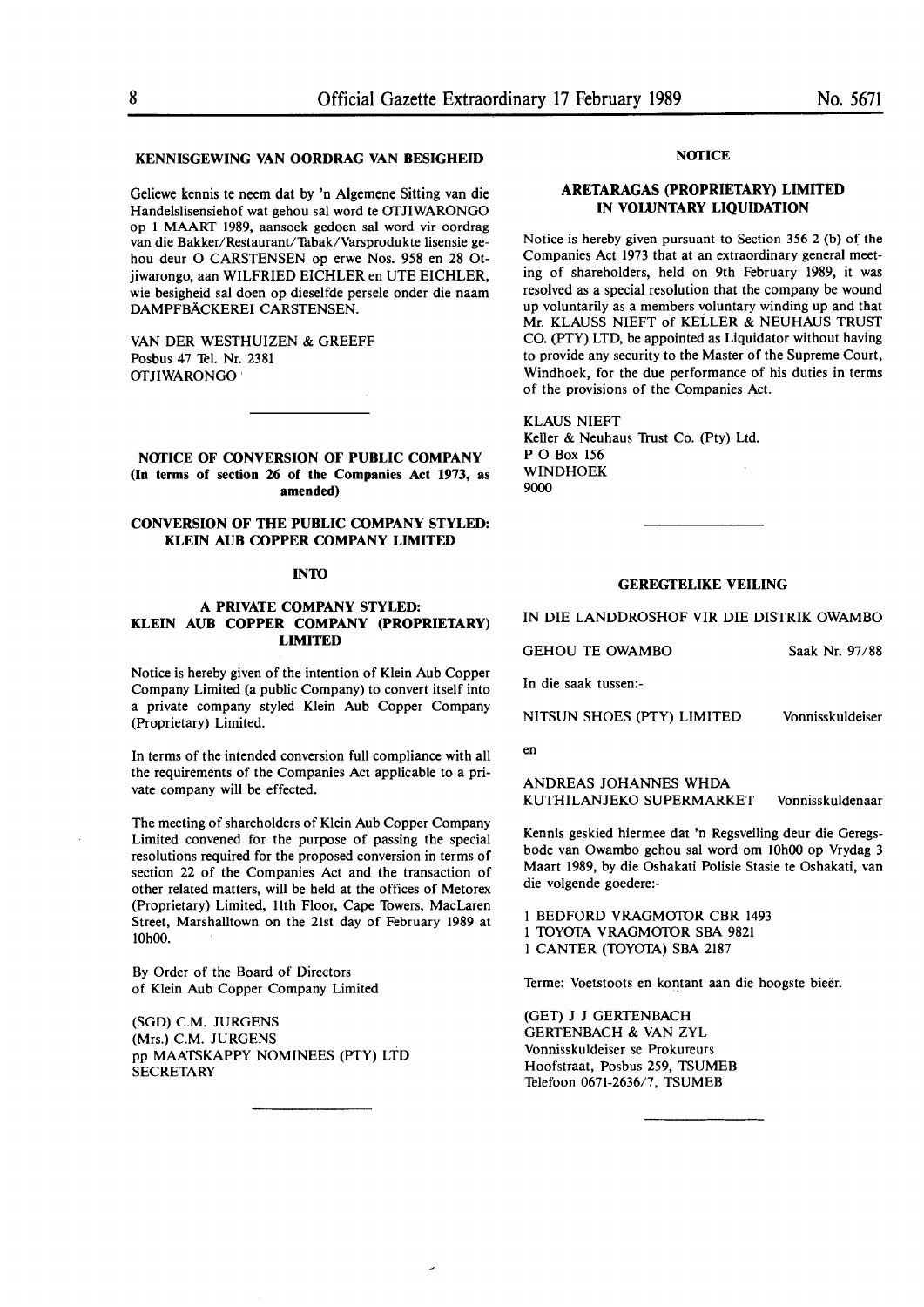### KENNISGEWING VAN OORDRAG VAN BESIGHEID

Geliewe kennis te neem dat by 'n Algemene Sitting van die Handelslisensiehof wat gehou sal word te OTJIWARONGO op 1 MAART 1989, aansoek gedoen sal word vir oordrag van die Bakker/Restaurant/Tabak/Varsprodukte lisensie gehou deur O CARSTENSEN op erwe Nos. 958 en 28 Otjiwarongo, aan WILFRIED EICHLER en UTE EICHLER, wie besigheid sal doen op dieselfde persele onder die naam DAMPFBÄCKEREI CARSTENSEN.

VAN DER WESTHUIZEN & GREEFF
Posbus 47 Tel. Nr. 2381
OTJIWARONGO

---

### NOTICE OF CONVERSION OF PUBLIC COMPANY (In terms of section 26 of the Companies Act 1973, as amended)

### CONVERSION OF THE PUBLIC COMPANY STYLED: KLEIN AUB COPPER COMPANY LIMITED

### INTO

### A PRIVATE COMPANY STYLED: KLEIN AUB COPPER COMPANY (PROPRIETARY) LIMITED

Notice is hereby given of the intention of Klein Aub Copper Company Limited (a public Company) to convert itself into a private company styled Klein Aub Copper Company (Proprietary) Limited.

In terms of the intended conversion full compliance with all the requirements of the Companies Act applicable to a private company will be effected.

The meeting of shareholders of Klein Aub Copper Company Limited convened for the purpose of passing the special resolutions required for the proposed conversion in terms of section 22 of the Companies Act and the transaction of other related matters, will be held at the offices of Metorex (Proprietary) Limited, 11th Floor, Cape Towers, MacLaren Street, Marshalltown on the 21st day of February 1989 at 10h00.

By Order of the Board of Directors
of Klein Aub Copper Company Limited

(SGD) C.M. JURGENS
(Mrs.) C.M. JURGENS
pp MAATSKAPPY NOMINEES (PTY) LTD
SECRETARY

---

### NOTICE

### ARETARAGAS (PROPRIETARY) LIMITED IN VOLUNTARY LIQUIDATION

Notice is hereby given pursuant to Section 356 2 (b) of the Companies Act 1973 that at an extraordinary general meeting of shareholders, held on 9th February 1989, it was resolved as a special resolution that the company be wound up voluntarily as a members voluntary winding up and that Mr. KLAUSS NIEFT of KELLER & NEUHAUS TRUST CO. (PTY) LTD, be appointed as Liquidator without having to provide any security to the Master of the Supreme Court, Windhoek, for the due performance of his duties in terms of the provisions of the Companies Act.

KLAUS NIEFT
Keller & Neuhaus Trust Co. (Pty) Ltd.
P O Box 156
WINDHOEK
9000

---

### GEREGTELIKE VEILING

IN DIE LANDDROSHOF VIR DIE DISTRIK OWAMBO

GEHOU TE OWAMBO — Saak Nr. 97/88

In die saak tussen:-

NITSUN SHOES (PTY) LIMITED — Vonnisskuldeiser

en

ANDREAS JOHANNES WHDA
KUTHILANJEKO SUPERMARKET — Vonnisskuldenaar

Kennis geskied hiermee dat 'n Regsveiling deur die Geregsbode van Owambo gehou sal word om 10h00 op Vrydag 3 Maart 1989, by die Oshakati Polisie Stasie te Oshakati, van die volgende goedere:-

1 BEDFORD VRAGMOTOR CBR 1493
1 TOYOTA VRAGMOTOR SBA 9821
1 CANTER (TOYOTA) SBA 2187

Terme: Voetstoots en kontant aan die hoogste bieër.

(GET) J J GERTENBACH
GERTENBACH & VAN ZYL
Vonnisskuldeiser se Prokureurs
Hoofstraat, Posbus 259, TSUMEB
Telefoon 0671-2636/7, TSUMEB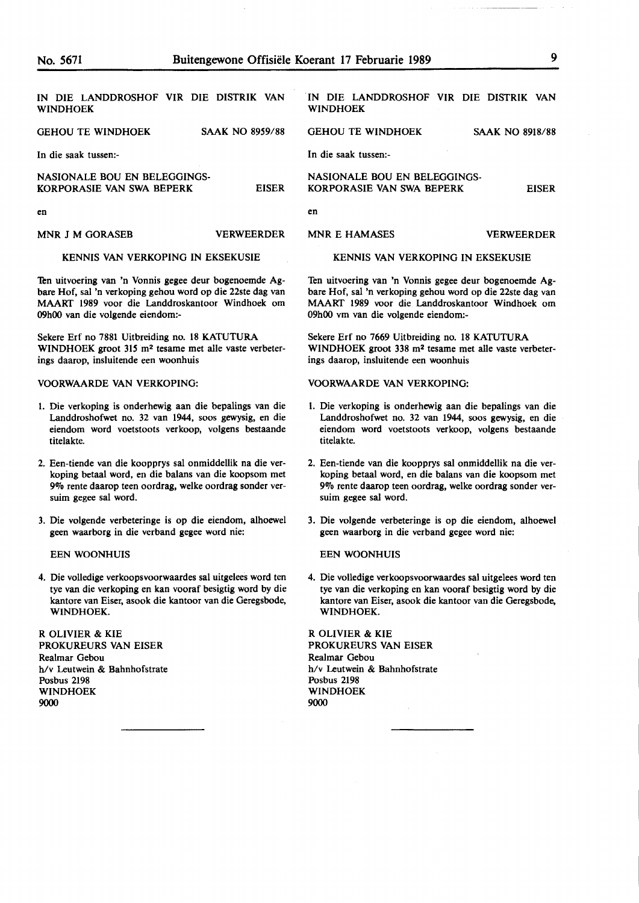IN DIE LANDDROSHOF VIR DIE DISTRIK VAN WINDHOEK

GEHOU TE WINDHOEK SAAK NO 8959/88

In die saak tussen:-

NASIONALE BOU EN BELEGGINGS-KORPORASIE VAN SWA BEPERK EISER

en

MNR J M GORASEB VERWEERDER

KENNIS VAN VERKOPING IN EKSEKUSIE

Ten uitvoering van 'n Vonnis gegee deur bogenoemde Agbare Hof, sal 'n verkoping gehou word op die 22ste dag van MAART 1989 voor die Landdroskantoor Windhoek om 09h00 van die volgende eiendom:-

Sekere Erf no 7881 Uitbreiding no. 18 KATUTURA WINDHOEK groot 315 m² tesame met alle vaste verbeterings daarop, insluitende een woonhuis

VOORWAARDE VAN VERKOPING:

1. Die verkoping is onderhewig aan die bepalings van die Landdroshofwet no. 32 van 1944, soos gewysig, en die eiendom word voetstoots verkoop, volgens bestaande titelakte.

2. Een-tiende van die koopprys sal onmiddellik na die verkoping betaal word, en die balans van die koopsom met 9% rente daarop teen oordrag, welke oordrag sonder versuim gegee sal word.

3. Die volgende verbeteringe is op die eiendom, alhoewel geen waarborg in die verband gegee word nie:

   EEN WOONHUIS

4. Die volledige verkoopsvoorwaardes sal uitgelees word ten tye van die verkoping en kan vooraf besigtig word by die kantore van Eiser, asook die kantoor van die Geregsbode, WINDHOEK.

R OLIVIER & KIE
PROKUREURS VAN EISER
Realmar Gebou
h/v Leutwein & Bahnhofstrate
Posbus 2198
WINDHOEK
9000

---

IN DIE LANDDROSHOF VIR DIE DISTRIK VAN WINDHOEK

GEHOU TE WINDHOEK SAAK NO 8918/88

In die saak tussen:-

NASIONALE BOU EN BELEGGINGS-KORPORASIE VAN SWA BEPERK EISER

en

MNR E HAMASES VERWEERDER

KENNIS VAN VERKOPING IN EKSEKUSIE

Ten uitvoering van 'n Vonnis gegee deur bogenoemde Agbare Hof, sal 'n verkoping gehou word op die 22ste dag van MAART 1989 voor die Landdroskantoor Windhoek om 09h00 vm van die volgende eiendom:-

Sekere Erf no 7669 Uitbreiding no. 18 KATUTURA WINDHOEK groot 338 m² tesame met alle vaste verbeterings daarop, insluitende een woonhuis

VOORWAARDE VAN VERKOPING:

1. Die verkoping is onderhewig aan die bepalings van die Landdroshofwet no. 32 van 1944, soos gewysig, en die eiendom word voetstoots verkoop, volgens bestaande titelakte.

2. Een-tiende van die koopprys sal onmiddellik na die verkoping betaal word, en die balans van die koopsom met 9% rente daarop teen oordrag, welke oordrag sonder versuim gegee sal word.

3. Die volgende verbeteringe is op die eiendom, alhoewel geen waarborg in die verband gegee word nie:

   EEN WOONHUIS

4. Die volledige verkoopsvoorwaardes sal uitgelees word ten tye van die verkoping en kan vooraf besigtig word by die kantore van Eiser, asook die kantoor van die Geregsbode, WINDHOEK.

R OLIVIER & KIE
PROKUREURS VAN EISER
Realmar Gebou
h/v Leutwein & Bahnhofstrate
Posbus 2198
WINDHOEK
9000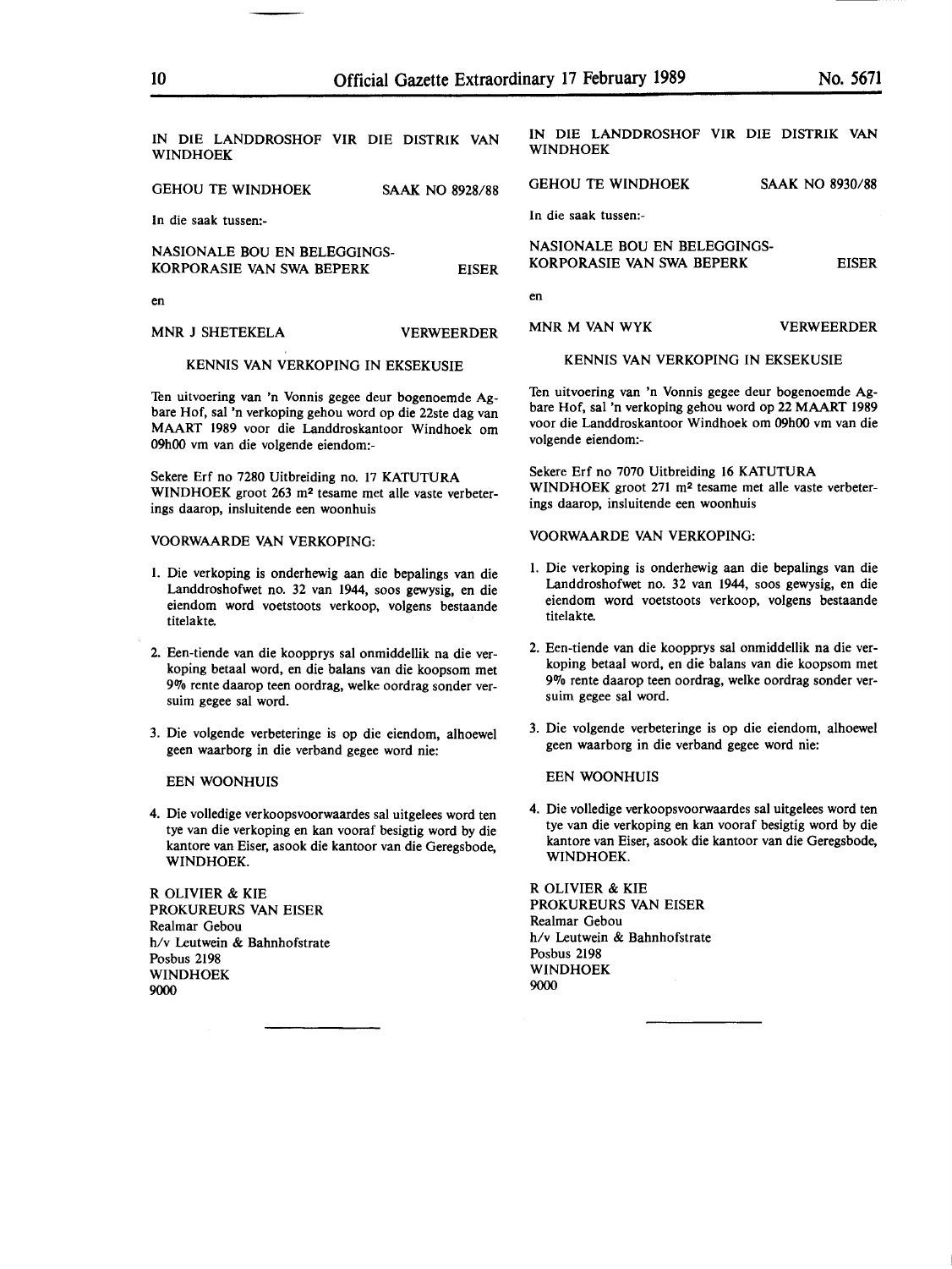IN DIE LANDDROSHOF VIR DIE DISTRIK VAN WINDHOEK

GEHOU TE WINDHOEK SAAK NO 8928/88

In die saak tussen:-

NASIONALE BOU EN BELEGGINGS-KORPORASIE VAN SWA BEPERK EISER

en

MNR J SHETEKELA VERWEERDER

KENNIS VAN VERKOPING IN EKSEKUSIE

Ten uitvoering van 'n Vonnis gegee deur bogenoemde Agbare Hof, sal 'n verkoping gehou word op die 22ste dag van MAART 1989 voor die Landdroskantoor Windhoek om 09h00 vm van die volgende eiendom:-

Sekere Erf no 7280 Uitbreiding no. 17 KATUTURA WINDHOEK groot 263 m² tesame met alle vaste verbeterings daarop, insluitende een woonhuis

VOORWAARDE VAN VERKOPING:

1. Die verkoping is onderhewig aan die bepalings van die Landdroshofwet no. 32 van 1944, soos gewysig, en die eiendom word voetstoots verkoop, volgens bestaande titelakte.

2. Een-tiende van die koopprys sal onmiddellik na die verkoping betaal word, en die balans van die koopsom met 9% rente daarop teen oordrag, welke oordrag sonder versuim gegee sal word.

3. Die volgende verbeteringe is op die eiendom, alhoewel geen waarborg in die verband gegee word nie:

   EEN WOONHUIS

4. Die volledige verkoopsvoorwaardes sal uitgelees word ten tye van die verkoping en kan vooraf besigtig word by die kantore van Eiser, asook die kantoor van die Geregsbode, WINDHOEK.

R OLIVIER & KIE
PROKUREURS VAN EISER
Realmar Gebou
h/v Leutwein & Bahnhofstrate
Posbus 2198
WINDHOEK
9000

---

IN DIE LANDDROSHOF VIR DIE DISTRIK VAN WINDHOEK

GEHOU TE WINDHOEK SAAK NO 8930/88

In die saak tussen:-

NASIONALE BOU EN BELEGGINGS-KORPORASIE VAN SWA BEPERK EISER

en

MNR M VAN WYK VERWEERDER

KENNIS VAN VERKOPING IN EKSEKUSIE

Ten uitvoering van 'n Vonnis gegee deur bogenoemde Agbare Hof, sal 'n verkoping gehou word op 22 MAART 1989 voor die Landdroskantoor Windhoek om 09h00 vm van die volgende eiendom:-

Sekere Erf no 7070 Uitbreiding 16 KATUTURA WINDHOEK groot 271 m² tesame met alle vaste verbeterings daarop, insluitende een woonhuis

VOORWAARDE VAN VERKOPING:

1. Die verkoping is onderhewig aan die bepalings van die Landdroshofwet no. 32 van 1944, soos gewysig, en die eiendom word voetstoots verkoop, volgens bestaande titelakte.

2. Een-tiende van die koopprys sal onmiddellik na die verkoping betaal word, en die balans van die koopsom met 9% rente daarop teen oordrag, welke oordrag sonder versuim gegee sal word.

3. Die volgende verbeteringe is op die eiendom, alhoewel geen waarborg in die verband gegee word nie:

   EEN WOONHUIS

4. Die volledige verkoopsvoorwaardes sal uitgelees word ten tye van die verkoping en kan vooraf besigtig word by die kantore van Eiser, asook die kantoor van die Geregsbode, WINDHOEK.

R OLIVIER & KIE
PROKUREURS VAN EISER
Realmar Gebou
h/v Leutwein & Bahnhofstrate
Posbus 2198
WINDHOEK
9000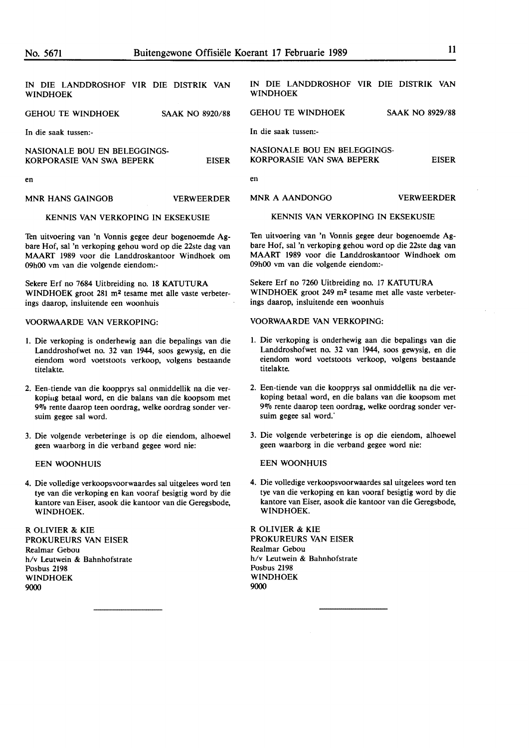IN DIE LANDDROSHOF VIR DIE DISTRIK VAN WINDHOEK

GEHOU TE WINDHOEK SAAK NO 8920/88

In die saak tussen:-

NASIONALE BOU EN BELEGGINGS-KORPORASIE VAN SWA BEPERK EISER

en

MNR HANS GAINGOB VERWEERDER

KENNIS VAN VERKOPING IN EKSEKUSIE

Ten uitvoering van 'n Vonnis gegee deur bogenoemde Agbare Hof, sal 'n verkoping gehou word op die 22ste dag van MAART 1989 voor die Landdroskantoor Windhoek om 09h00 vm van die volgende eiendom:-

Sekere Erf no 7684 Uitbreiding no. 18 KATUTURA WINDHOEK groot 281 m² tesame met alle vaste verbeterings daarop, insluitende een woonhuis

VOORWAARDE VAN VERKOPING:

1. Die verkoping is onderhewig aan die bepalings van die Landdroshofwet no. 32 van 1944, soos gewysig, en die eiendom word voetstoots verkoop, volgens bestaande titelakte.

2. Een-tiende van die koopprys sal onmiddellik na die verkoping betaal word, en die balans van die koopsom met 9% rente daarop teen oordrag, welke oordrag sonder versuim gegee sal word.

3. Die volgende verbeteringe is op die eiendom, alhoewel geen waarborg in die verband gegee word nie:

   EEN WOONHUIS

4. Die volledige verkoopsvoorwaardes sal uitgelees word ten tye van die verkoping en kan vooraf besigtig word by die kantore van Eiser, asook die kantoor van die Geregsbode, WINDHOEK.

R OLIVIER & KIE
PROKUREURS VAN EISER
Realmar Gebou
h/v Leutwein & Bahnhofstrate
Posbus 2198
WINDHOEK
9000

---

IN DIE LANDDROSHOF VIR DIE DISTRIK VAN WINDHOEK

GEHOU TE WINDHOEK SAAK NO 8929/88

In die saak tussen:-

NASIONALE BOU EN BELEGGINGS-KORPORASIE VAN SWA BEPERK EISER

en

MNR A AANDONGO VERWEERDER

KENNIS VAN VERKOPING IN EKSEKUSIE

Ten uitvoering van 'n Vonnis gegee deur bogenoemde Agbare Hof, sal 'n verkoping gehou word op die 22ste dag van MAART 1989 voor die Landdroskantoor Windhoek om 09h00 vm van die volgende eiendom:-

Sekere Erf no 7260 Uitbreiding no. 17 KATUTURA WINDHOEK groot 249 m² tesame met alle vaste verbeterings daarop, insluitende een woonhuis

VOORWAARDE VAN VERKOPING:

1. Die verkoping is onderhewig aan die bepalings van die Landdroshofwet no. 32 van 1944, soos gewysig, en die eiendom word voetstoots verkoop, volgens bestaande titelakte.

2. Een-tiende van die koopprys sal onmiddellik na die verkoping betaal word, en die balans van die koopsom met 9% rente daarop teen oordrag, welke oordrag sonder versuim gegee sal word.

3. Die volgende verbeteringe is op die eiendom, alhoewel geen waarborg in die verband gegee word nie:

   EEN WOONHUIS

4. Die volledige verkoopsvoorwaardes sal uitgelees word ten tye van die verkoping en kan vooraf besigtig word by die kantore van Eiser, asook die kantoor van die Geregsbode, WINDHOEK.

R OLIVIER & KIE
PROKUREURS VAN EISER
Realmar Gebou
h/v Leutwein & Bahnhofstrate
Posbus 2198
WINDHOEK
9000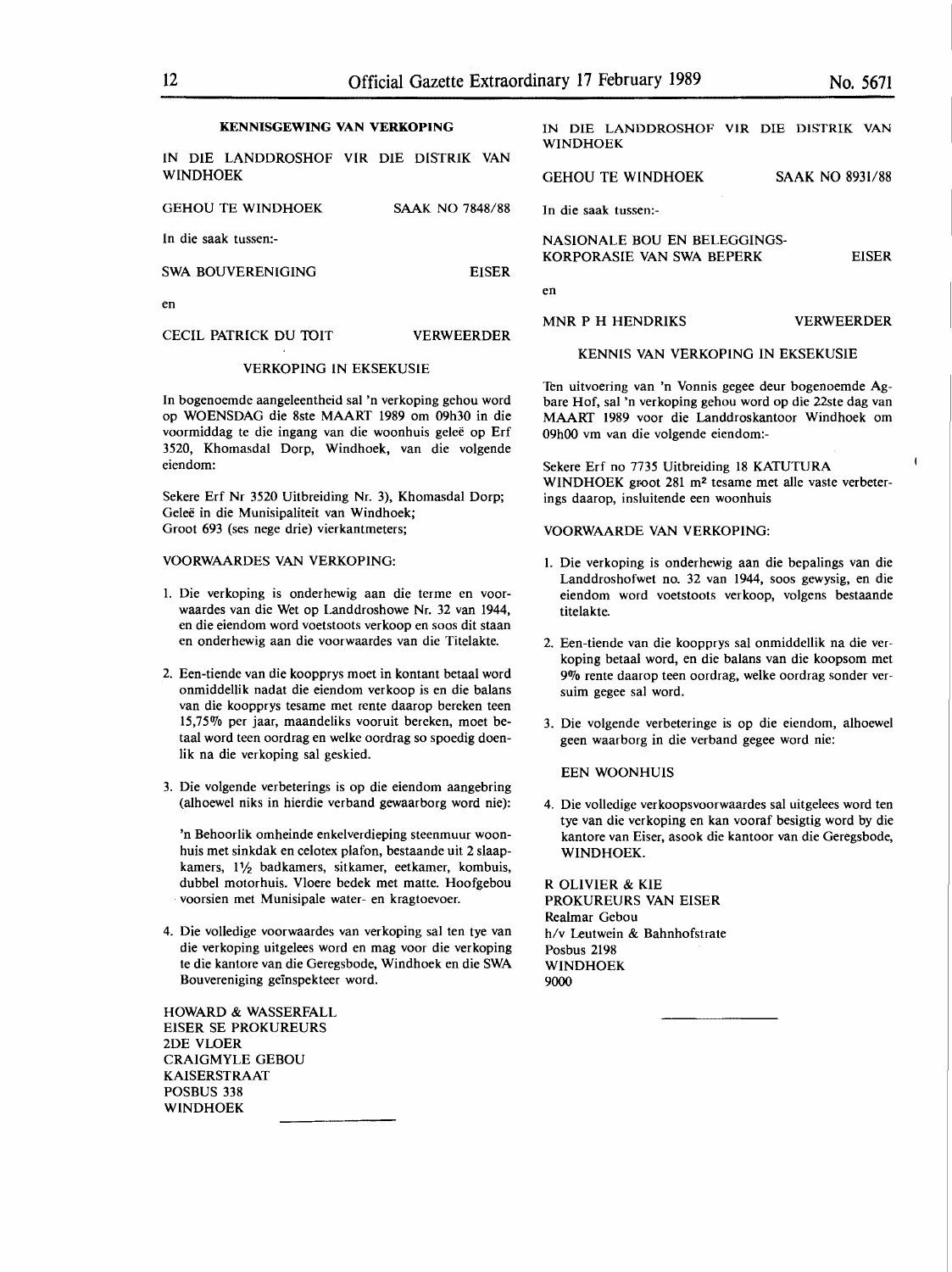### KENNISGEWING VAN VERKOPING

IN DIE LANDDROSHOF VIR DIE DISTRIK VAN WINDHOEK

GEHOU TE WINDHOEK SAAK NO 7848/88

In die saak tussen:-

SWA BOUVERENIGING EISER

en

CECIL PATRICK DU TOIT VERWEERDER

VERKOPING IN EKSEKUSIE

In bogenoemde aangeleentheid sal 'n verkoping gehou word op WOENSDAG die 8ste MAART 1989 om 09h30 in die voormiddag te die ingang van die woonhuis geleë op Erf 3520, Khomasdal Dorp, Windhoek, van die volgende eiendom:

Sekere Erf Nr 3520 Uitbreiding Nr. 3), Khomasdal Dorp; Geleë in die Munisipaliteit van Windhoek; Groot 693 (ses nege drie) vierkantmeters;

VOORWAARDES VAN VERKOPING:

1. Die verkoping is onderhewig aan die terme en voorwaardes van die Wet op Landdroshowe Nr. 32 van 1944, en die eiendom word voetstoots verkoop en soos dit staan en onderhewig aan die voorwaardes van die Titelakte.

2. Een-tiende van die koopprys moet in kontant betaal word onmiddellik nadat die eiendom verkoop is en die balans van die koopprys tesame met rente daarop bereken teen 15,75% per jaar, maandeliks vooruit bereken, moet betaal word teen oordrag en welke oordrag so spoedig doenlik na die verkoping sal geskied.

3. Die volgende verbeterings is op die eiendom aangebring (alhoewel niks in hierdie verband gewaarborg word nie):

   'n Behoorlik omheinde enkelverdieping steenmuur woonhuis met sinkdak en celotex plafon, bestaande uit 2 slaapkamers, 1½ badkamers, sitkamer, eetkamer, kombuis, dubbel motorhuis. Vloere bedek met matte. Hoofgebou voorsien met Munisipale water- en kragtoevoer.

4. Die volledige voorwaardes van verkoping sal ten tye van die verkoping uitgelees word en mag voor die verkoping te die kantore van die Geregsbode, Windhoek en die SWA Bouvereniging geïnspekteer word.

HOWARD & WASSERFALL
EISER SE PROKUREURS
2DE VLOER
CRAIGMYLE GEBOU
KAISERSTRAAT
POSBUS 338
WINDHOEK

---

IN DIE LANDDROSHOF VIR DIE DISTRIK VAN WINDHOEK

GEHOU TE WINDHOEK SAAK NO 8931/88

In die saak tussen:-

NASIONALE BOU EN BELEGGINGS-KORPORASIE VAN SWA BEPERK EISER

en

MNR P H HENDRIKS VERWEERDER

KENNIS VAN VERKOPING IN EKSEKUSIE

Ten uitvoering van 'n Vonnis gegee deur bogenoemde Agbare Hof, sal 'n verkoping gehou word op die 22ste dag van MAART 1989 voor die Landdroskantoor Windhoek om 09h00 vm van die volgende eiendom:-

Sekere Erf no 7735 Uitbreiding 18 KATUTURA WINDHOEK groot 281 m² tesame met alle vaste verbeterings daarop, insluitende een woonhuis

VOORWAARDE VAN VERKOPING:

1. Die verkoping is onderhewig aan die bepalings van die Landdroshofwet no. 32 van 1944, soos gewysig, en die eiendom word voetstoots verkoop, volgens bestaande titelakte.

2. Een-tiende van die koopprys sal onmiddellik na die verkoping betaal word, en die balans van die koopsom met 9% rente daarop teen oordrag, welke oordrag sonder versuim gegee sal word.

3. Die volgende verbeteringe is op die eiendom, alhoewel geen waarborg in die verband gegee word nie:

   EEN WOONHUIS

4. Die volledige verkoopsvoorwaardes sal uitgelees word ten tye van die verkoping en kan vooraf besigtig word by die kantore van Eiser, asook die kantoor van die Geregsbode, WINDHOEK.

R OLIVIER & KIE
PROKUREURS VAN EISER
Realmar Gebou
h/v Leutwein & Bahnhofstrate
Posbus 2198
WINDHOEK
9000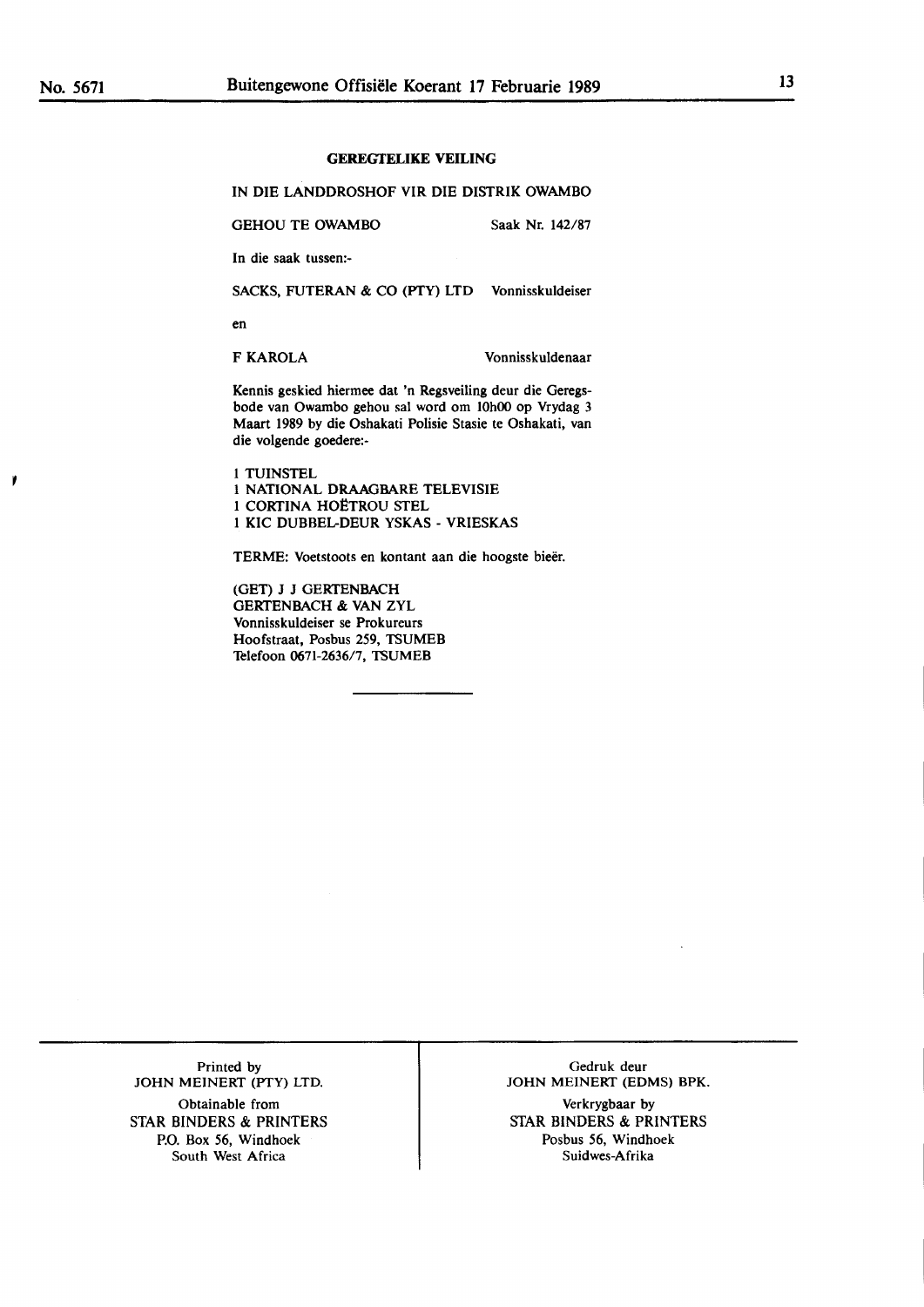**GEREGTELIKE VEILING**

IN DIE LANDDROSHOF VIR DIE DISTRIK OWAMBO

GEHOU TE OWAMBO Saak Nr. 142/87

In die saak tussen:-

SACKS, FUTERAN & CO (PTY) LTD Vonnisskuldeiser

en

F KAROLA Vonnisskuldenaar

Kennis geskied hiermee dat 'n Regsveiling deur die Geregsbode van Owambo gehou sal word om 10h00 op Vrydag 3 Maart 1989 by die Oshakati Polisie Stasie te Oshakati, van die volgende goedere:-

1 TUINSTEL
1 NATIONAL DRAAGBARE TELEVISIE
1 CORTINA HOËTROU STEL
1 KIC DUBBEL-DEUR YSKAS - VRIESKAS

TERME: Voetstoots en kontant aan die hoogste bieër.

(GET) J J GERTENBACH
GERTENBACH & VAN ZYL
Vonnisskuldeiser se Prokureurs
Hoofstraat, Posbus 259, TSUMEB
Telefoon 0671-2636/7, TSUMEB

---

Printed by
JOHN MEINERT (PTY) LTD.
Obtainable from
STAR BINDERS & PRINTERS
P.O. Box 56, Windhoek
South West Africa

Gedruk deur
JOHN MEINERT (EDMS) BPK.
Verkrygbaar by
STAR BINDERS & PRINTERS
Posbus 56, Windhoek
Suidwes-Afrika